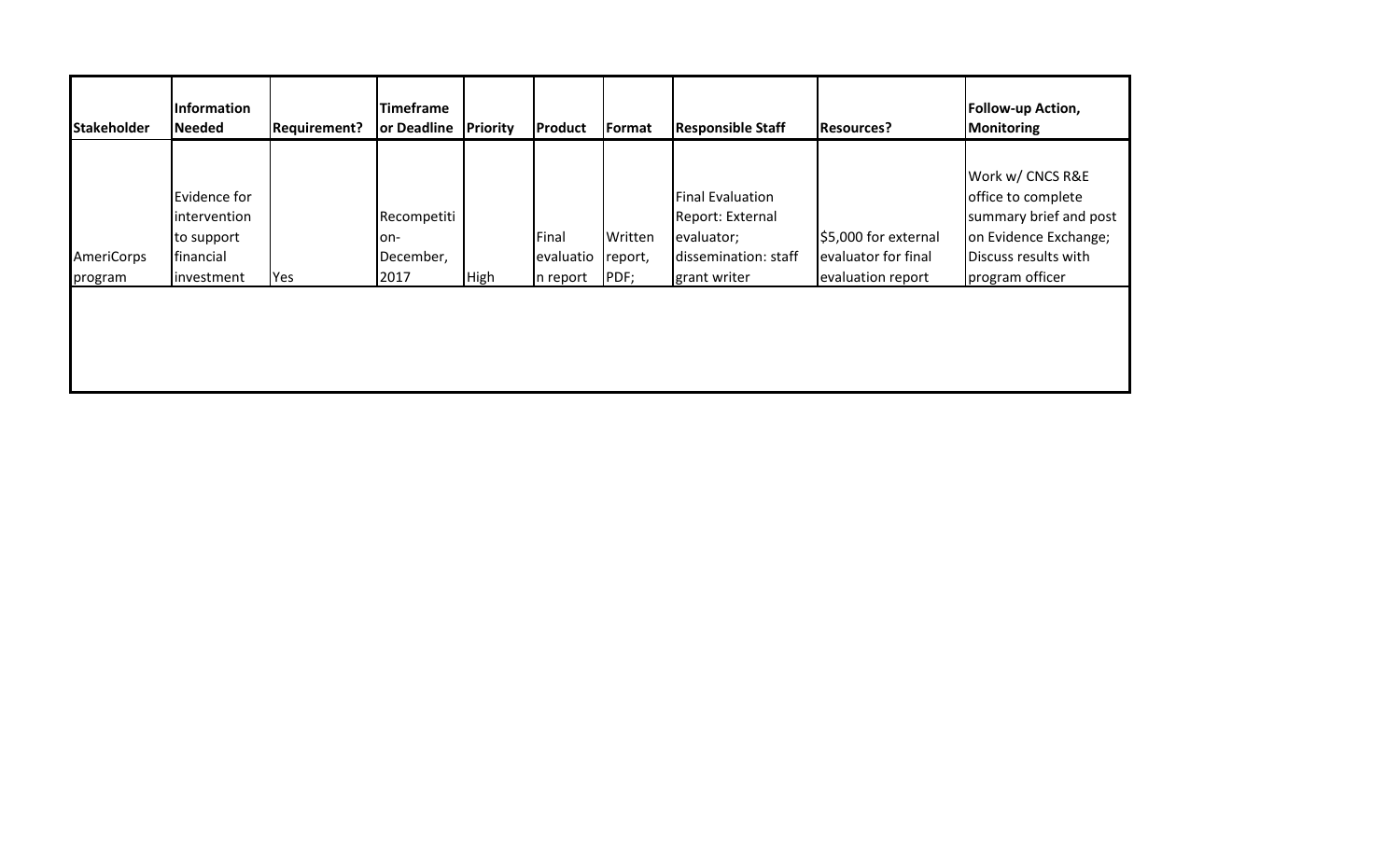| Stakeholder | Information Needed | Requirement? | Timeframe or Deadline | Priority | Product | Format | Responsible Staff | Resources? | Follow-up Action, Monitoring |
|---|---|---|---|---|---|---|---|---|---|
| AmeriCorps program | Evidence for intervention to support financial investment | Yes | Recompetition- December, 2017 | High | Final evaluation report | Written report, PDF; | Final Evaluation Report: External evaluator; dissemination: staff grant writer | $5,000 for external evaluator for final evaluation report | Work w/ CNCS R&E office to complete summary brief and post on Evidence Exchange; Discuss results with program officer |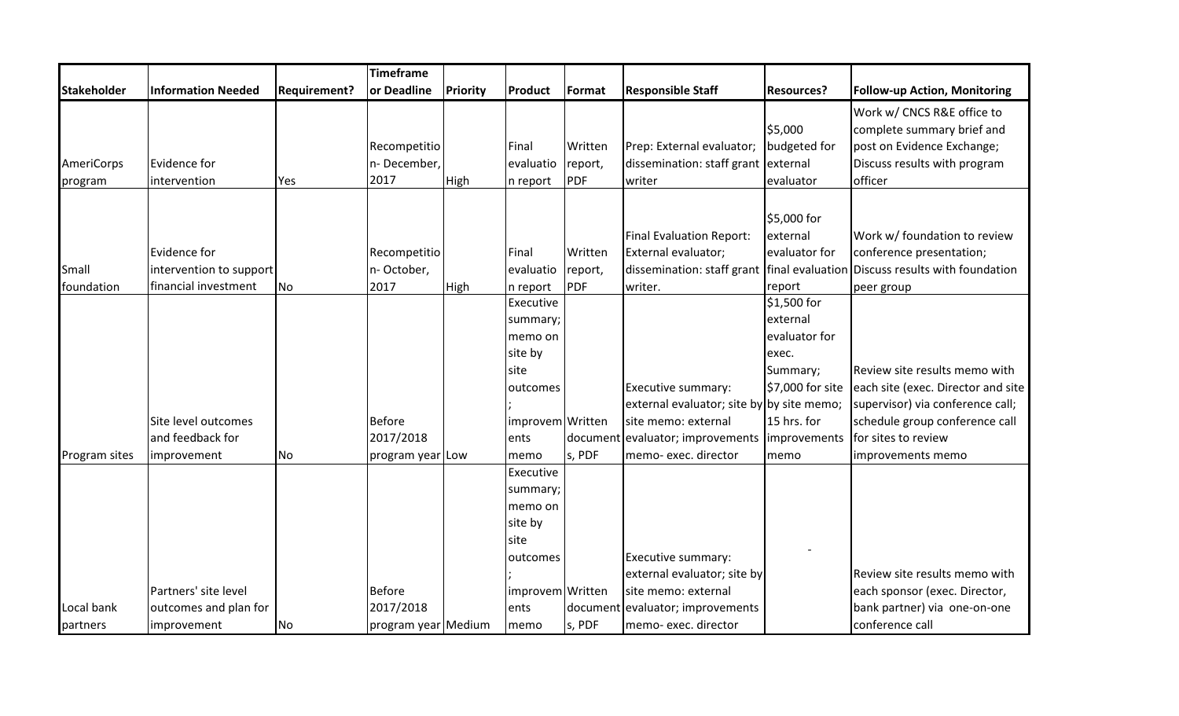| Stakeholder | Information Needed | Requirement? | Timeframe or Deadline | Priority | Product | Format | Responsible Staff | Resources? | Follow-up Action, Monitoring |
|---|---|---|---|---|---|---|---|---|---|
| AmeriCorps program | Evidence for intervention | Yes | Recompetition- December, 2017 | High | Final evaluation report | Written report, PDF | Prep: External evaluator; dissemination: staff grant writer | $5,000 budgeted for external evaluator | Work w/ CNCS R&E office to complete summary brief and post on Evidence Exchange; Discuss results with program officer |
| Small foundation | Evidence for intervention to support financial investment | No | Recompetition- October, 2017 | High | Final evaluation report | Written report, PDF | Final Evaluation Report: External evaluator; dissemination: staff grant writer. | $5,000 for external evaluator for final evaluation report | Work w/ foundation to review conference presentation; Discuss results with foundation peer group |
| Program sites | Site level outcomes and feedback for improvement | No | Before 2017/2018 program year | Low | Executive summary; memo on site by site outcomes; improvements memo | Written documents, PDF | Executive summary: external evaluator; site by site memo: external evaluator; improvements memo- exec. director | $1,500 for external evaluator for exec. Summary; $7,000 for site by site memo; 15 hrs. for improvements memo | Review site results memo with each site (exec. Director and site supervisor) via conference call; schedule group conference call for sites to review improvements memo |
| Local bank partners | Partners' site level outcomes and plan for improvement | No | Before 2017/2018 program year | Medium | Executive summary; memo on site by site outcomes; improvements memo | Written documents, PDF | Executive summary: external evaluator; site by site memo: external evaluator; improvements memo- exec. director | - | Review site results memo with each sponsor (exec. Director, bank partner) via one-on-one conference call |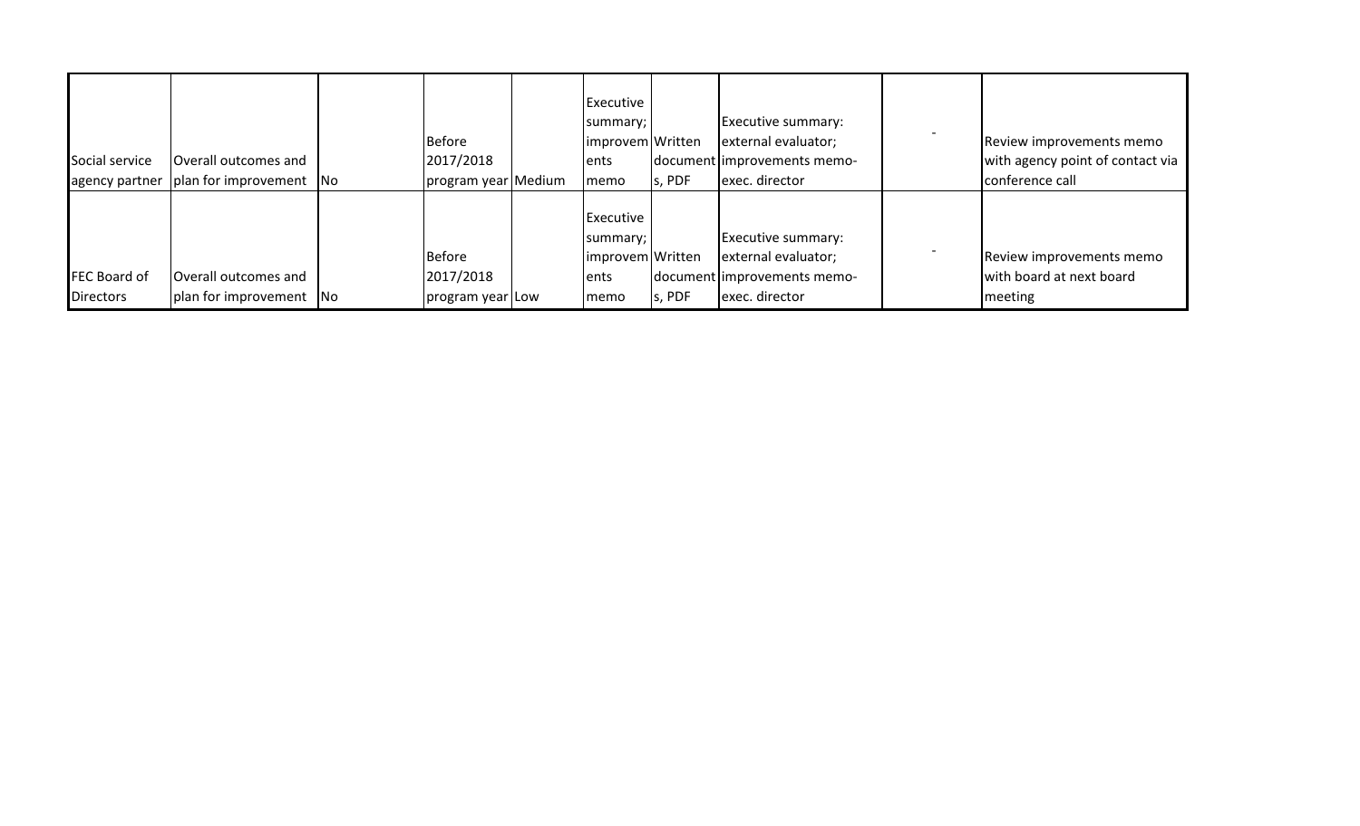| | | | | | | | | | |
|---|---|---|---|---|---|---|---|---|---|
| Social service agency partner | Overall outcomes and plan for improvement | No | Before 2017/2018 program year | Medium | Executive summary; improvements memo | Written documents, PDF | Executive summary: external evaluator; improvements memo-exec. director | - | Review improvements memo with agency point of contact via conference call |
| FEC Board of Directors | Overall outcomes and plan for improvement | No | Before 2017/2018 program year | Low | Executive summary; improvements memo | Written documents, PDF | Executive summary: external evaluator; improvements memo-exec. director | - | Review improvements memo with board at next board meeting |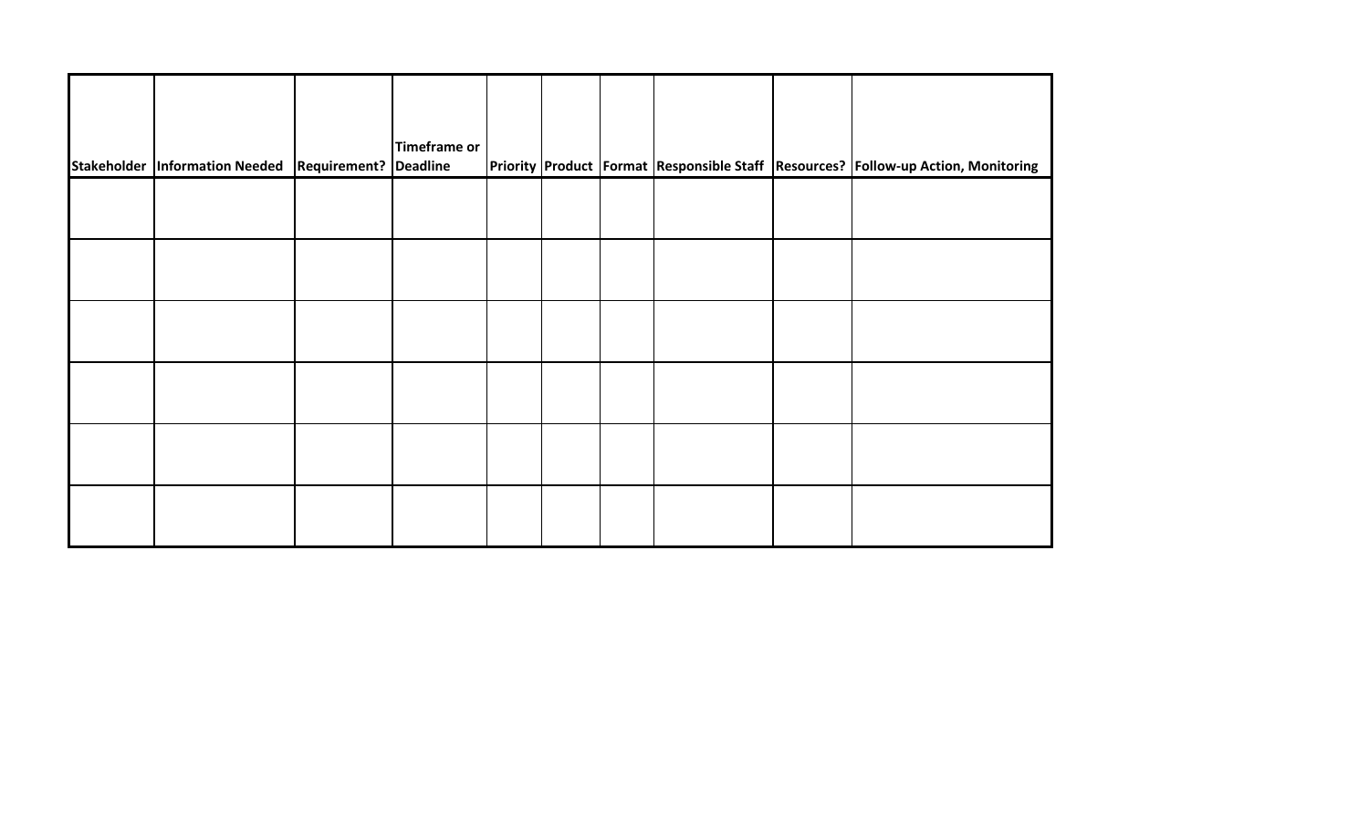| Stakeholder | Information Needed | Requirement? | Timeframe or Deadline | Priority | Product | Format | Responsible Staff | Resources? | Follow-up Action, Monitoring |
|---|---|---|---|---|---|---|---|---|---|
| | | | | | | | | | |
| | | | | | | | | | |
| | | | | | | | | | |
| | | | | | | | | | |
| | | | | | | | | | |
| | | | | | | | | | |